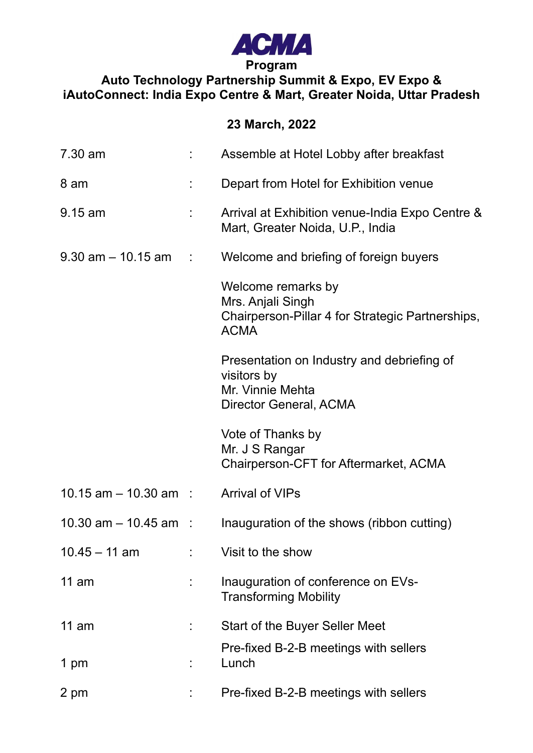# ACMA

## Program

## Auto Technology Partnership Summit & Expo, EV Expo & iAutoConnect: India Expo Centre & Mart, Greater Noida, Uttar Pradesh

### 23 March, 2022

| | | |
|---|---|---|
| 7.30 am | : | Assemble at Hotel Lobby after breakfast |
| 8 am | : | Depart from Hotel for Exhibition venue |
| 9.15 am | : | Arrival at Exhibition venue-India Expo Centre & Mart, Greater Noida, U.P., India |
| 9.30 am – 10.15 am | : | Welcome and briefing of foreign buyers<br><br>Welcome remarks by<br>Mrs. Anjali Singh<br>Chairperson-Pillar 4 for Strategic Partnerships, ACMA<br><br>Presentation on Industry and debriefing of visitors by<br>Mr. Vinnie Mehta<br>Director General, ACMA<br><br>Vote of Thanks by<br>Mr. J S Rangar<br>Chairperson-CFT for Aftermarket, ACMA |
| 10.15 am – 10.30 am | : | Arrival of VIPs |
| 10.30 am – 10.45 am | : | Inauguration of the shows (ribbon cutting) |
| 10.45 – 11 am | : | Visit to the show |
| 11 am | : | Inauguration of conference on EVs- Transforming Mobility |
| 11 am | : | Start of the Buyer Seller Meet<br><br>Pre-fixed B-2-B meetings with sellers |
| 1 pm | : | Lunch |
| 2 pm | : | Pre-fixed B-2-B meetings with sellers |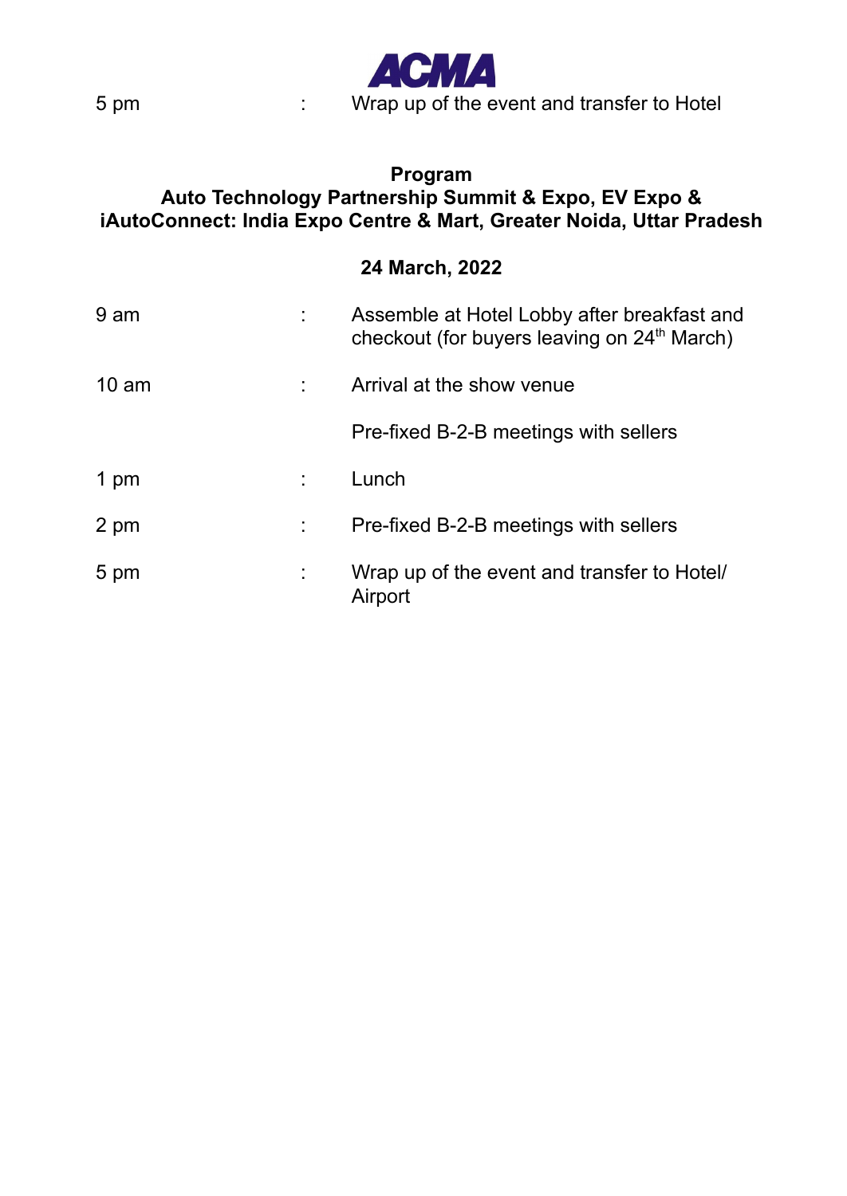ACMA

| | | |
|---|---|---|
| 5 pm | : | Wrap up of the event and transfer to Hotel |

**Program**
**Auto Technology Partnership Summit & Expo, EV Expo & iAutoConnect: India Expo Centre & Mart, Greater Noida, Uttar Pradesh**

**24 March, 2022**

| | | |
|---|---|---|
| 9 am | : | Assemble at Hotel Lobby after breakfast and checkout (for buyers leaving on 24th March) |
| 10 am | : | Arrival at the show venue |
| | | Pre-fixed B-2-B meetings with sellers |
| 1 pm | : | Lunch |
| 2 pm | : | Pre-fixed B-2-B meetings with sellers |
| 5 pm | : | Wrap up of the event and transfer to Hotel/ Airport |